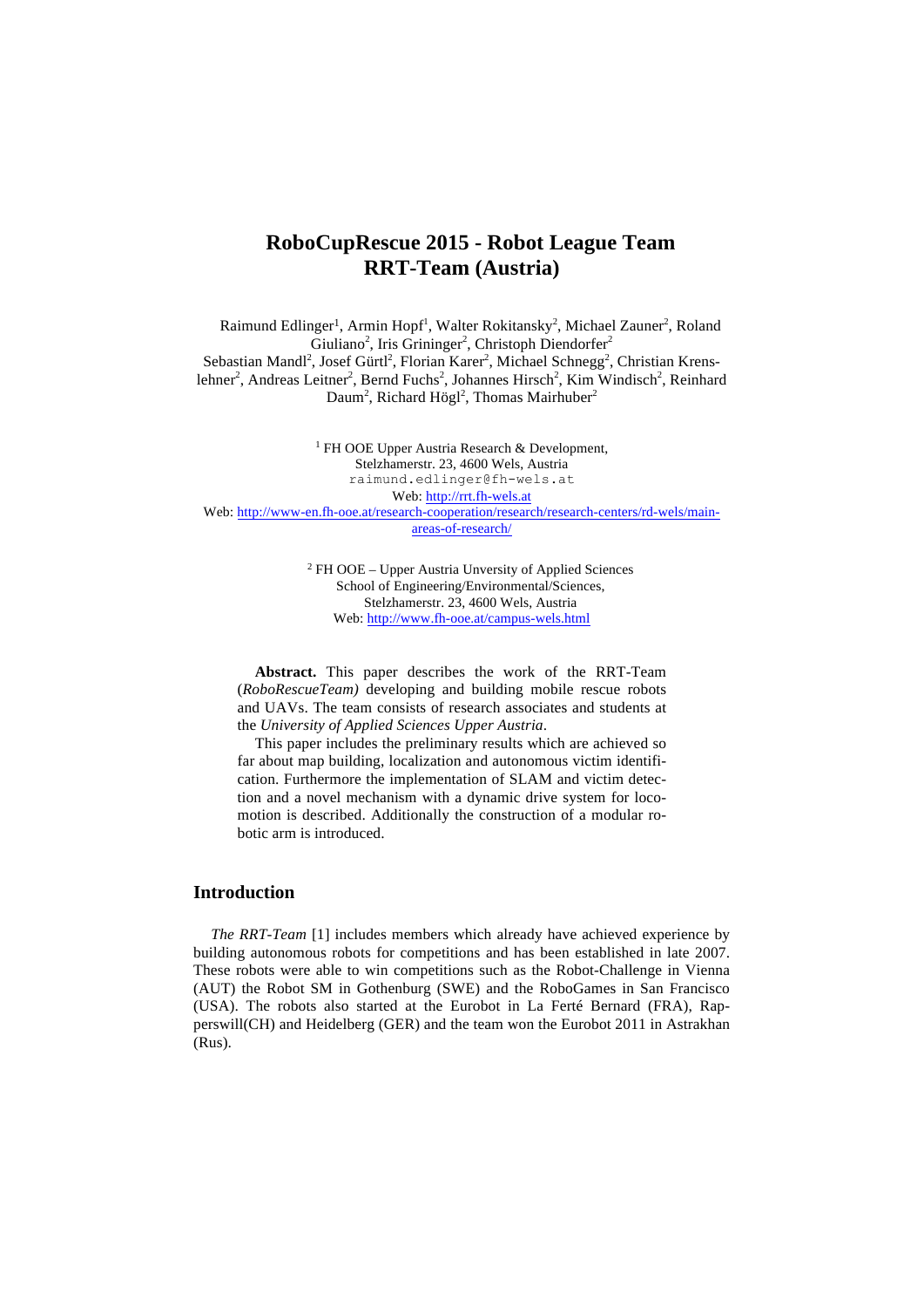# RoboCupRescue 2015 - Robot League Team RRT-Team (Austria)

Raimund Edlinger[1], Armin Hopf[1], Walter Rokitansky[2], Michael Zauner[2], Roland Giuliano[2], Iris Grininger[2], Christoph Diendorfer[2] Sebastian Mandl[2], Josef Gürtl[2], Florian Karer[2], Michael Schnegg[2], Christian Krens-lehner[2], Andreas Leitner[2], Bernd Fuchs[2], Johannes Hirsch[2], Kim Windisch[2], Reinhard Daum[2], Richard Högl[2], Thomas Mairhuber[2]

[1] FH OOE Upper Austria Research & Development,
Stelzhamerstr. 23, 4600 Wels, Austria
raimund.edlinger@fh-wels.at
Web: http://rrt.fh-wels.at
Web: http://www-en.fh-ooe.at/research-cooperation/research/research-centers/rd-wels/main-areas-of-research/

[2] FH OOE – Upper Austria Unversity of Applied Sciences
School of Engineering/Environmental/Sciences,
Stelzhamerstr. 23, 4600 Wels, Austria
Web: http://www.fh-ooe.at/campus-wels.html

**Abstract.** This paper describes the work of the RRT-Team (*RoboRescueTeam)* developing and building mobile rescue robots and UAVs. The team consists of research associates and students at the *University of Applied Sciences Upper Austria*.

This paper includes the preliminary results which are achieved so far about map building, localization and autonomous victim identification. Furthermore the implementation of SLAM and victim detection and a novel mechanism with a dynamic drive system for locomotion is described. Additionally the construction of a modular robotic arm is introduced.

## Introduction

*The RRT-Team* [1] includes members which already have achieved experience by building autonomous robots for competitions and has been established in late 2007. These robots were able to win competitions such as the Robot-Challenge in Vienna (AUT) the Robot SM in Gothenburg (SWE) and the RoboGames in San Francisco (USA). The robots also started at the Eurobot in La Ferté Bernard (FRA), Rapperswill(CH) and Heidelberg (GER) and the team won the Eurobot 2011 in Astrakhan (Rus).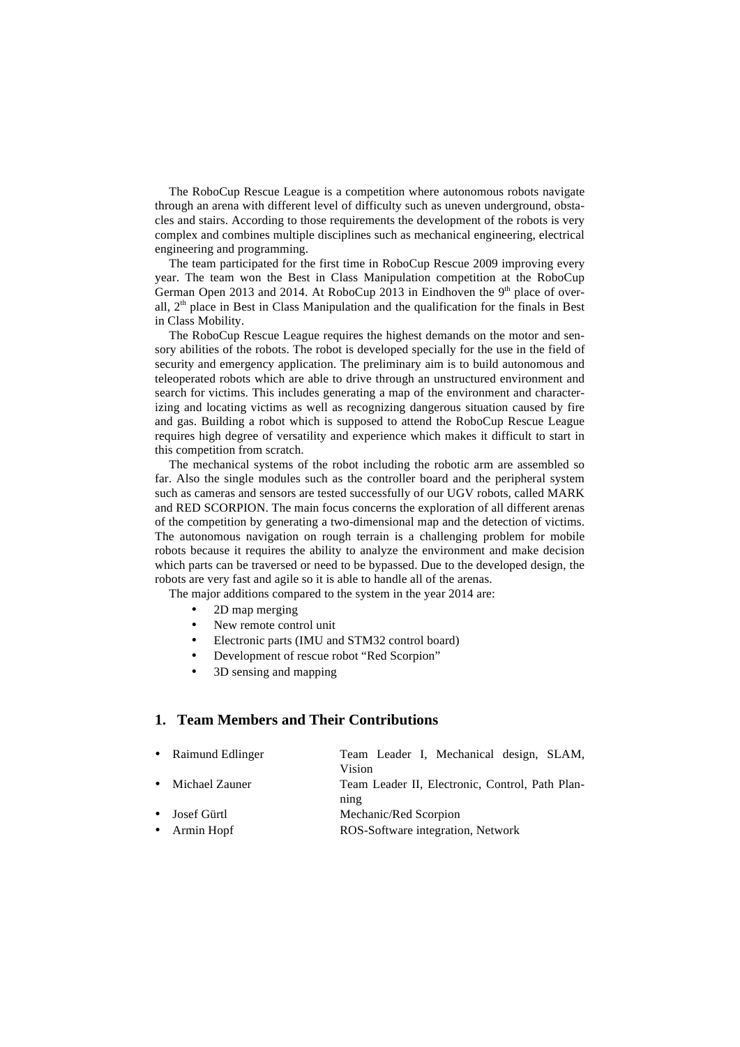The RoboCup Rescue League is a competition where autonomous robots navigate through an arena with different level of difficulty such as uneven underground, obstacles and stairs. According to those requirements the development of the robots is very complex and combines multiple disciplines such as mechanical engineering, electrical engineering and programming.

The team participated for the first time in RoboCup Rescue 2009 improving every year. The team won the Best in Class Manipulation competition at the RoboCup German Open 2013 and 2014. At RoboCup 2013 in Eindhoven the 9th place of overall, 2th place in Best in Class Manipulation and the qualification for the finals in Best in Class Mobility.

The RoboCup Rescue League requires the highest demands on the motor and sensory abilities of the robots. The robot is developed specially for the use in the field of security and emergency application. The preliminary aim is to build autonomous and teleoperated robots which are able to drive through an unstructured environment and search for victims. This includes generating a map of the environment and characterizing and locating victims as well as recognizing dangerous situation caused by fire and gas. Building a robot which is supposed to attend the RoboCup Rescue League requires high degree of versatility and experience which makes it difficult to start in this competition from scratch.

The mechanical systems of the robot including the robotic arm are assembled so far. Also the single modules such as the controller board and the peripheral system such as cameras and sensors are tested successfully of our UGV robots, called MARK and RED SCORPION. The main focus concerns the exploration of all different arenas of the competition by generating a two-dimensional map and the detection of victims. The autonomous navigation on rough terrain is a challenging problem for mobile robots because it requires the ability to analyze the environment and make decision which parts can be traversed or need to be bypassed. Due to the developed design, the robots are very fast and agile so it is able to handle all of the arenas.

The major additions compared to the system in the year 2014 are:

- 2D map merging
- New remote control unit
- Electronic parts (IMU and STM32 control board)
- Development of rescue robot "Red Scorpion"
- 3D sensing and mapping

## 1. Team Members and Their Contributions

- Raimund Edlinger — Team Leader I, Mechanical design, SLAM, Vision
- Michael Zauner — Team Leader II, Electronic, Control, Path Planning
- Josef Gürtl — Mechanic/Red Scorpion
- Armin Hopf — ROS-Software integration, Network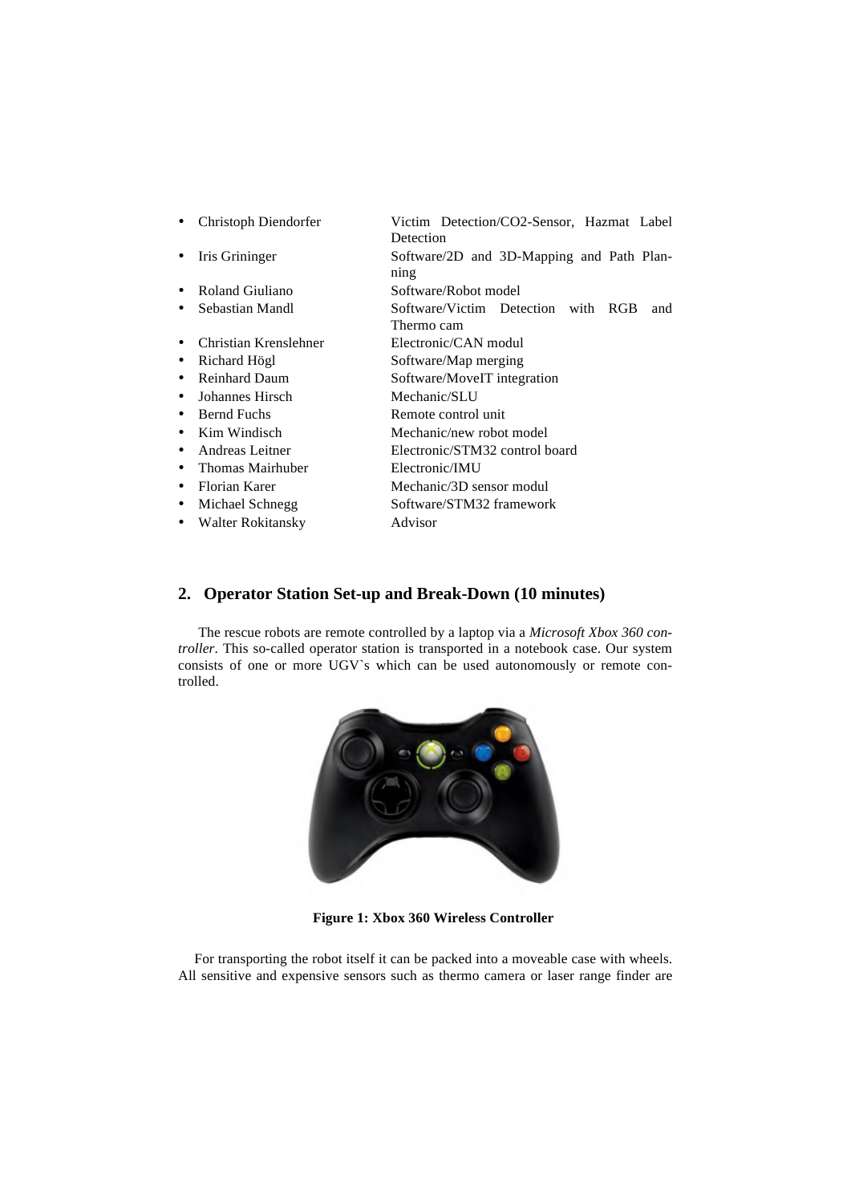- Christoph Diendorfer — Victim Detection/CO2-Sensor, Hazmat Label Detection
- Iris Grininger — Software/2D and 3D-Mapping and Path Planning
- Roland Giuliano — Software/Robot model
- Sebastian Mandl — Software/Victim Detection with RGB and Thermo cam
- Christian Krenslehner — Electronic/CAN modul
- Richard Högl — Software/Map merging
- Reinhard Daum — Software/MoveIT integration
- Johannes Hirsch — Mechanic/SLU
- Bernd Fuchs — Remote control unit
- Kim Windisch — Mechanic/new robot model
- Andreas Leitner — Electronic/STM32 control board
- Thomas Mairhuber — Electronic/IMU
- Florian Karer — Mechanic/3D sensor modul
- Michael Schnegg — Software/STM32 framework
- Walter Rokitansky — Advisor

## 2. Operator Station Set-up and Break-Down (10 minutes)

The rescue robots are remote controlled by a laptop via a *Microsoft Xbox 360 controller*. This so-called operator station is transported in a notebook case. Our system consists of one or more UGV`s which can be used autonomously or remote controlled.

**Figure 1: Xbox 360 Wireless Controller**

For transporting the robot itself it can be packed into a moveable case with wheels. All sensitive and expensive sensors such as thermo camera or laser range finder are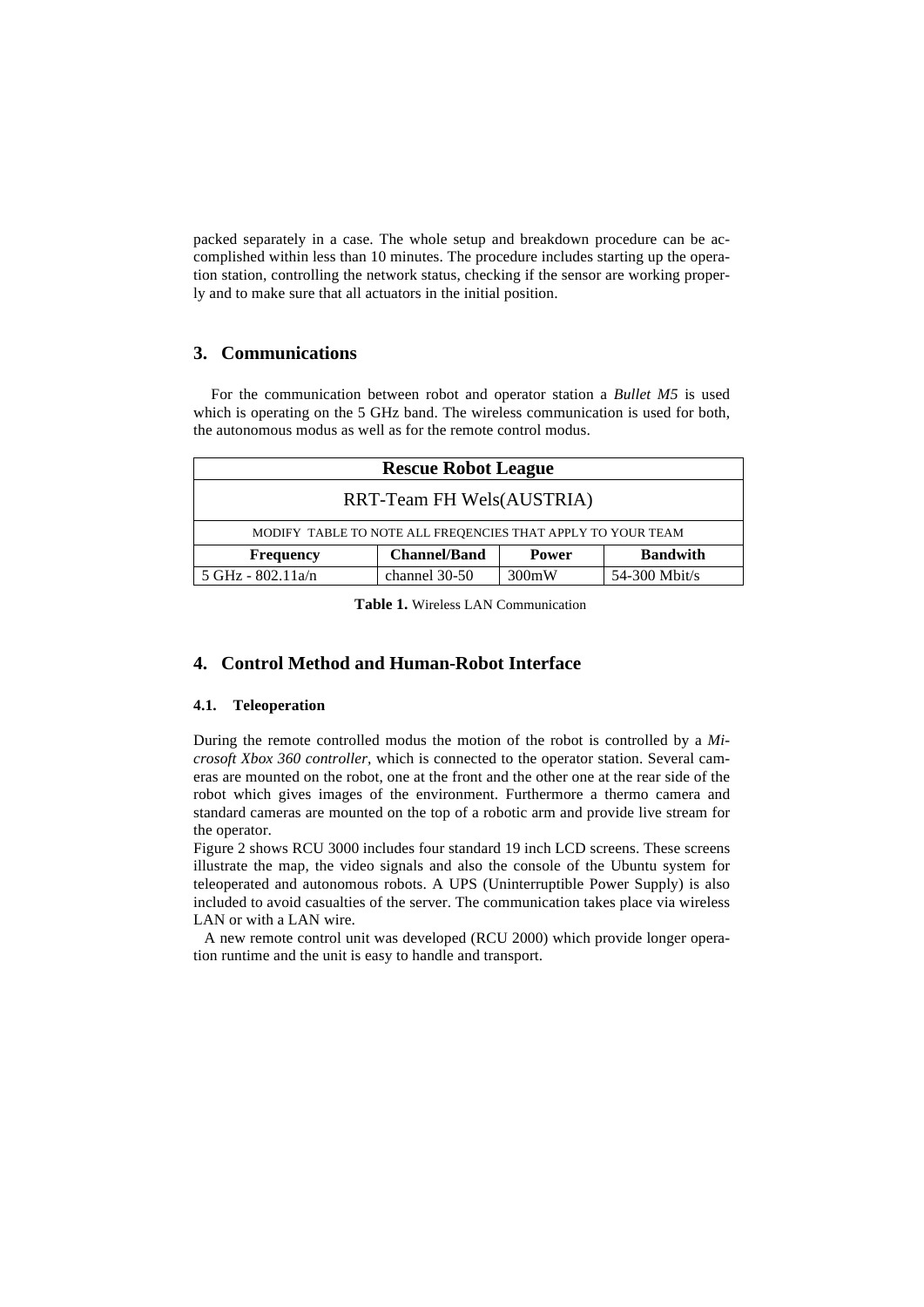packed separately in a case. The whole setup and breakdown procedure can be accomplished within less than 10 minutes. The procedure includes starting up the operation station, controlling the network status, checking if the sensor are working properly and to make sure that all actuators in the initial position.

## 3. Communications

For the communication between robot and operator station a *Bullet M5* is used which is operating on the 5 GHz band. The wireless communication is used for both, the autonomous modus as well as for the remote control modus.

| **Rescue Robot League** | | | |
|---|---|---|---|
| RRT-Team FH Wels(AUSTRIA) | | | |
| MODIFY TABLE TO NOTE ALL FREQENCIES THAT APPLY TO YOUR TEAM | | | |
| **Frequency** | **Channel/Band** | **Power** | **Bandwith** |
| 5 GHz - 802.11a/n | channel 30-50 | 300mW | 54-300 Mbit/s |

**Table 1.** Wireless LAN Communication

## 4. Control Method and Human-Robot Interface

### 4.1. Teleoperation

During the remote controlled modus the motion of the robot is controlled by a *Microsoft Xbox 360 controller,* which is connected to the operator station. Several cameras are mounted on the robot, one at the front and the other one at the rear side of the robot which gives images of the environment. Furthermore a thermo camera and standard cameras are mounted on the top of a robotic arm and provide live stream for the operator.
Figure 2 shows RCU 3000 includes four standard 19 inch LCD screens. These screens illustrate the map, the video signals and also the console of the Ubuntu system for teleoperated and autonomous robots. A UPS (Uninterruptible Power Supply) is also included to avoid casualties of the server. The communication takes place via wireless LAN or with a LAN wire.

A new remote control unit was developed (RCU 2000) which provide longer operation runtime and the unit is easy to handle and transport.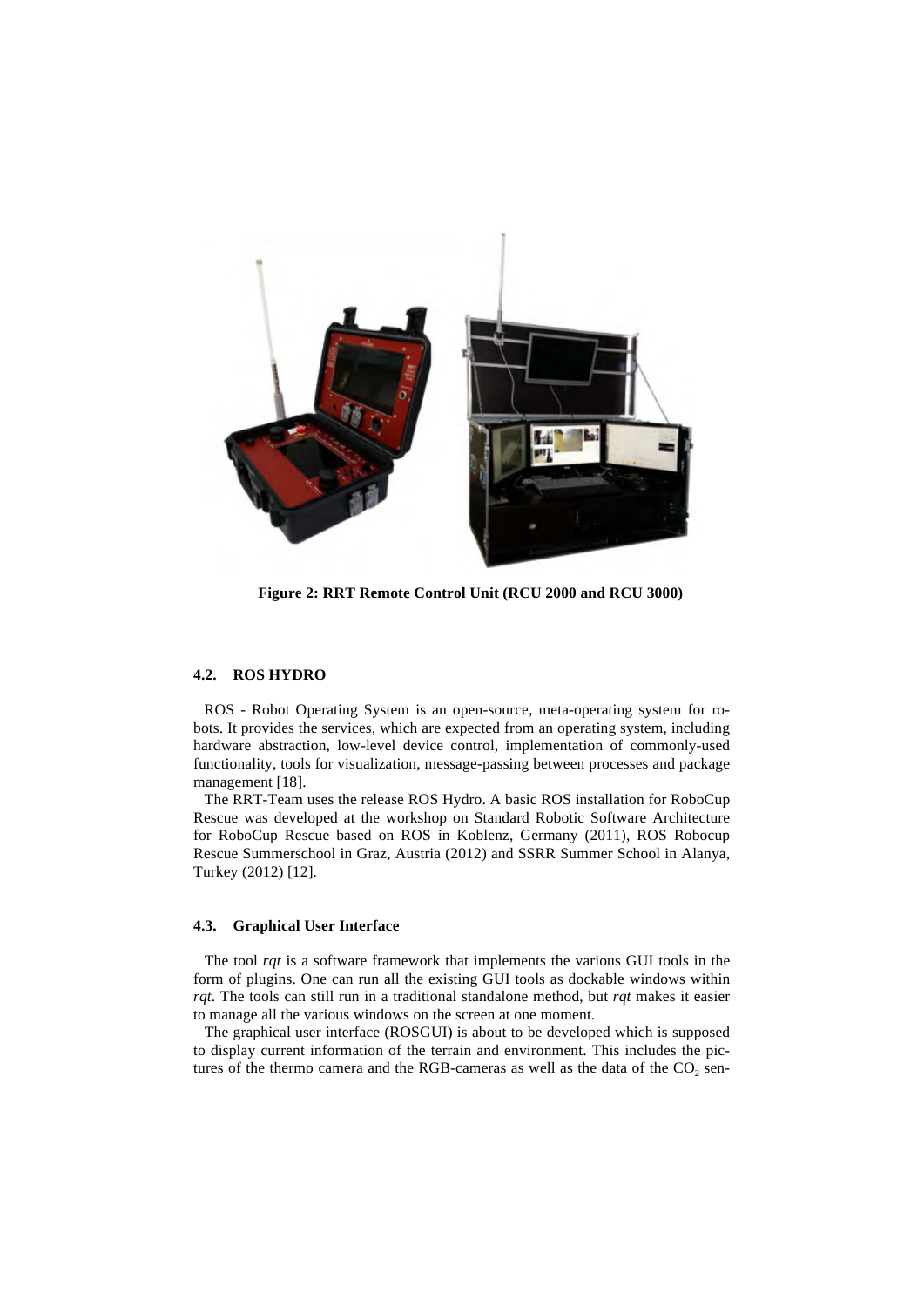Figure 2: RRT Remote Control Unit (RCU 2000 and RCU 3000)

### 4.2. ROS HYDRO

ROS - Robot Operating System is an open-source, meta-operating system for robots. It provides the services, which are expected from an operating system, including hardware abstraction, low-level device control, implementation of commonly-used functionality, tools for visualization, message-passing between processes and package management [18].

The RRT-Team uses the release ROS Hydro. A basic ROS installation for RoboCup Rescue was developed at the workshop on Standard Robotic Software Architecture for RoboCup Rescue based on ROS in Koblenz, Germany (2011), ROS Robocup Rescue Summerschool in Graz, Austria (2012) and SSRR Summer School in Alanya, Turkey (2012) [12].

### 4.3. Graphical User Interface

The tool *rqt* is a software framework that implements the various GUI tools in the form of plugins. One can run all the existing GUI tools as dockable windows within *rqt*. The tools can still run in a traditional standalone method, but *rqt* makes it easier to manage all the various windows on the screen at one moment.

The graphical user interface (ROSGUI) is about to be developed which is supposed to display current information of the terrain and environment. This includes the pictures of the thermo camera and the RGB-cameras as well as the data of the $CO_2$ sen-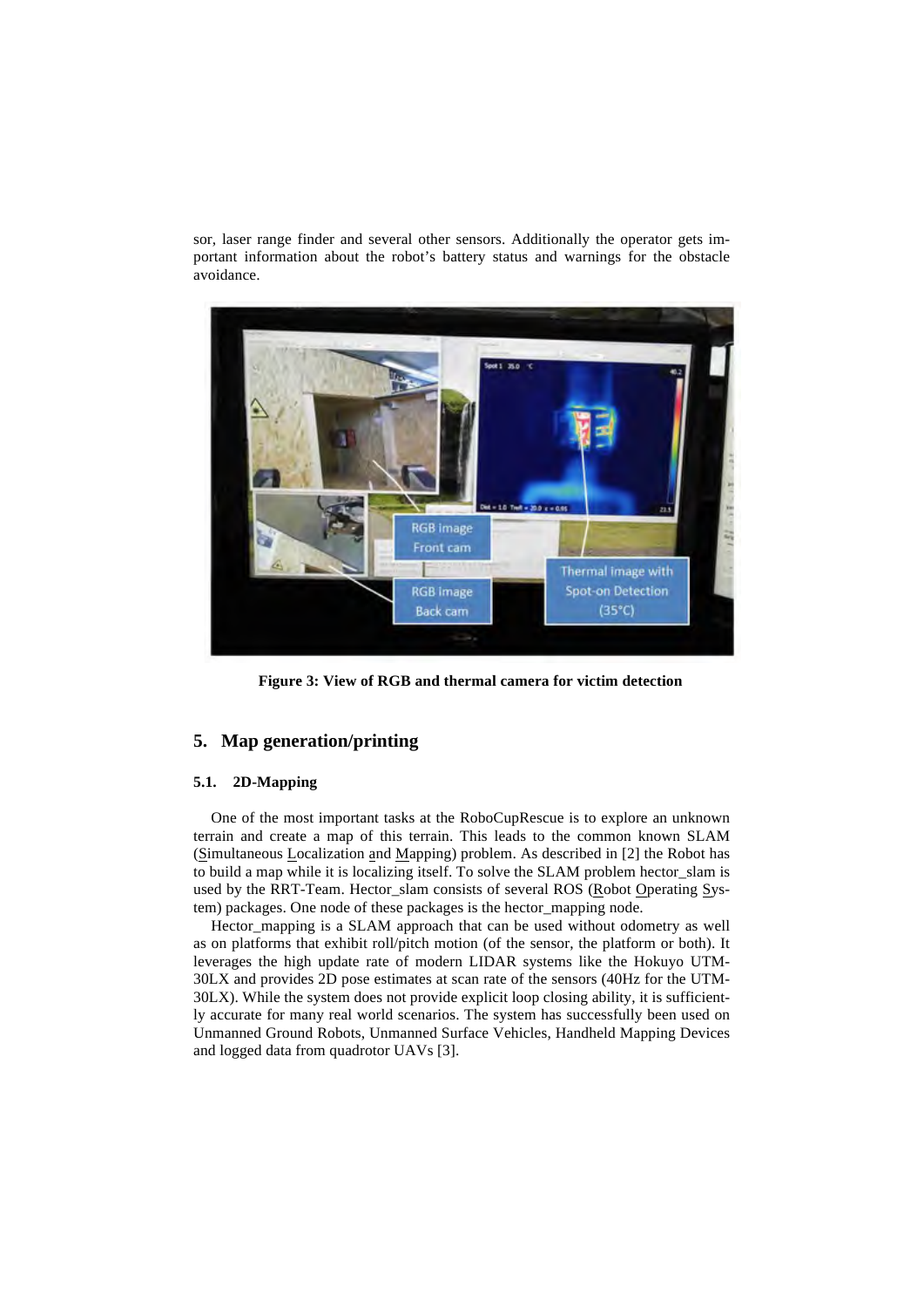sor, laser range finder and several other sensors. Additionally the operator gets important information about the robot's battery status and warnings for the obstacle avoidance.

**Figure 3: View of RGB and thermal camera for victim detection**

## 5. Map generation/printing

### 5.1. 2D-Mapping

One of the most important tasks at the RoboCupRescue is to explore an unknown terrain and create a map of this terrain. This leads to the common known SLAM (Simultaneous Localization and Mapping) problem. As described in [2] the Robot has to build a map while it is localizing itself. To solve the SLAM problem hector_slam is used by the RRT-Team. Hector_slam consists of several ROS (Robot Operating System) packages. One node of these packages is the hector_mapping node.

Hector_mapping is a SLAM approach that can be used without odometry as well as on platforms that exhibit roll/pitch motion (of the sensor, the platform or both). It leverages the high update rate of modern LIDAR systems like the Hokuyo UTM-30LX and provides 2D pose estimates at scan rate of the sensors (40Hz for the UTM-30LX). While the system does not provide explicit loop closing ability, it is sufficiently accurate for many real world scenarios. The system has successfully been used on Unmanned Ground Robots, Unmanned Surface Vehicles, Handheld Mapping Devices and logged data from quadrotor UAVs [3].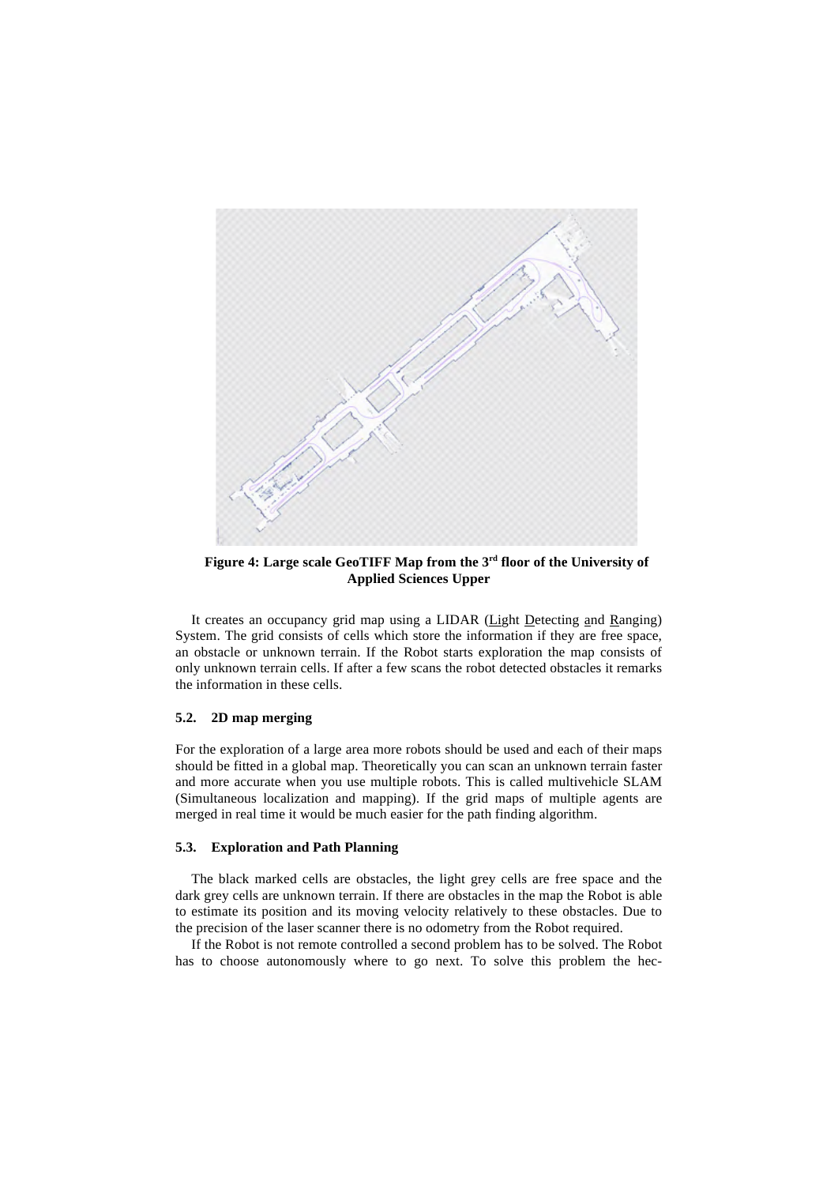**Figure 4: Large scale GeoTIFF Map from the 3rd floor of the University of Applied Sciences Upper**

It creates an occupancy grid map using a LIDAR (Light Detecting and Ranging) System. The grid consists of cells which store the information if they are free space, an obstacle or unknown terrain. If the Robot starts exploration the map consists of only unknown terrain cells. If after a few scans the robot detected obstacles it remarks the information in these cells.

### 5.2. 2D map merging

For the exploration of a large area more robots should be used and each of their maps should be fitted in a global map. Theoretically you can scan an unknown terrain faster and more accurate when you use multiple robots. This is called multivehicle SLAM (Simultaneous localization and mapping). If the grid maps of multiple agents are merged in real time it would be much easier for the path finding algorithm.

### 5.3. Exploration and Path Planning

The black marked cells are obstacles, the light grey cells are free space and the dark grey cells are unknown terrain. If there are obstacles in the map the Robot is able to estimate its position and its moving velocity relatively to these obstacles. Due to the precision of the laser scanner there is no odometry from the Robot required.

If the Robot is not remote controlled a second problem has to be solved. The Robot has to choose autonomously where to go next. To solve this problem the hec-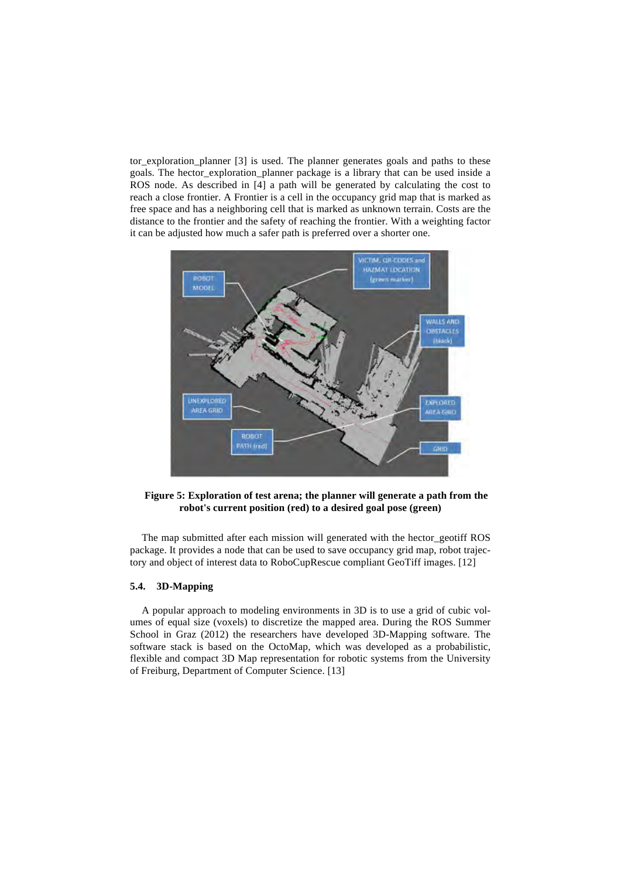tor_exploration_planner [3] is used. The planner generates goals and paths to these goals. The hector_exploration_planner package is a library that can be used inside a ROS node. As described in [4] a path will be generated by calculating the cost to reach a close frontier. A Frontier is a cell in the occupancy grid map that is marked as free space and has a neighboring cell that is marked as unknown terrain. Costs are the distance to the frontier and the safety of reaching the frontier. With a weighting factor it can be adjusted how much a safer path is preferred over a shorter one.

**Figure 5: Exploration of test arena; the planner will generate a path from the robot's current position (red) to a desired goal pose (green)**

The map submitted after each mission will generated with the hector_geotiff ROS package. It provides a node that can be used to save occupancy grid map, robot trajectory and object of interest data to RoboCupRescue compliant GeoTiff images. [12]

### 5.4. 3D-Mapping

A popular approach to modeling environments in 3D is to use a grid of cubic volumes of equal size (voxels) to discretize the mapped area. During the ROS Summer School in Graz (2012) the researchers have developed 3D-Mapping software. The software stack is based on the OctoMap, which was developed as a probabilistic, flexible and compact 3D Map representation for robotic systems from the University of Freiburg, Department of Computer Science. [13]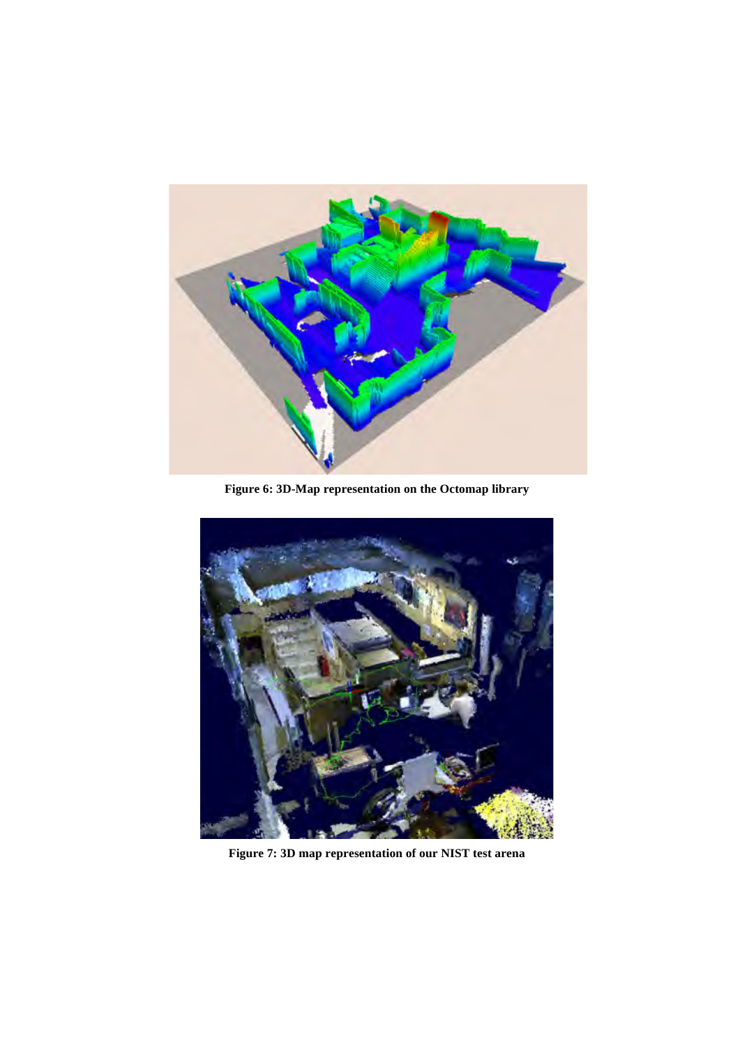**Figure 6: 3D-Map representation on the Octomap library**

**Figure 7: 3D map representation of our NIST test arena**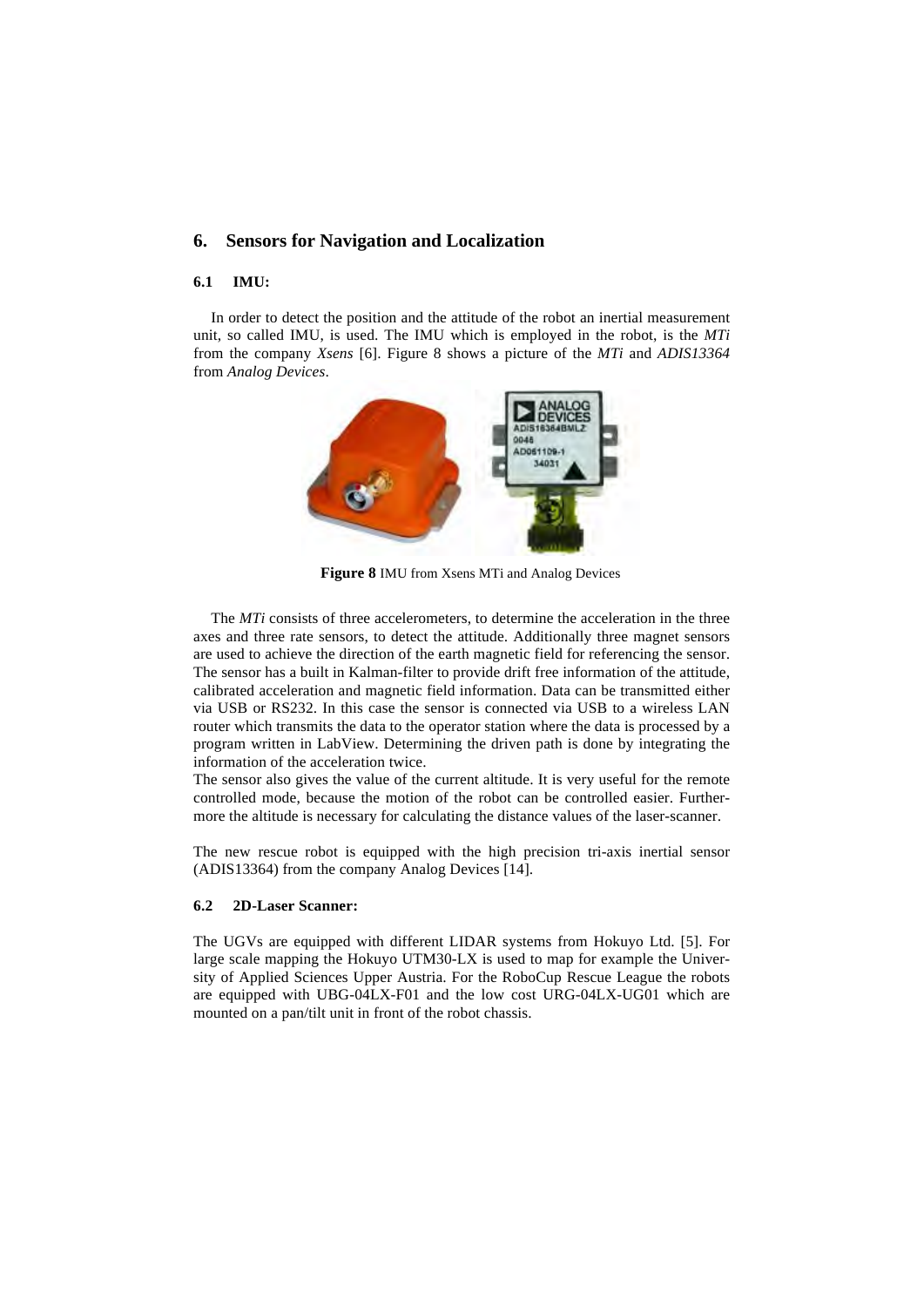# 6. Sensors for Navigation and Localization

## 6.1 IMU:

In order to detect the position and the attitude of the robot an inertial measurement unit, so called IMU, is used. The IMU which is employed in the robot, is the *MTi* from the company *Xsens* [6]. Figure 8 shows a picture of the *MTi* and *ADIS13364* from *Analog Devices*.

**Figure 8** IMU from Xsens MTi and Analog Devices

The *MTi* consists of three accelerometers, to determine the acceleration in the three axes and three rate sensors, to detect the attitude. Additionally three magnet sensors are used to achieve the direction of the earth magnetic field for referencing the sensor. The sensor has a built in Kalman-filter to provide drift free information of the attitude, calibrated acceleration and magnetic field information. Data can be transmitted either via USB or RS232. In this case the sensor is connected via USB to a wireless LAN router which transmits the data to the operator station where the data is processed by a program written in LabView. Determining the driven path is done by integrating the information of the acceleration twice.
The sensor also gives the value of the current altitude. It is very useful for the remote controlled mode, because the motion of the robot can be controlled easier. Furthermore the altitude is necessary for calculating the distance values of the laser-scanner.

The new rescue robot is equipped with the high precision tri-axis inertial sensor (ADIS13364) from the company Analog Devices [14].

## 6.2 2D-Laser Scanner:

The UGVs are equipped with different LIDAR systems from Hokuyo Ltd. [5]. For large scale mapping the Hokuyo UTM30-LX is used to map for example the University of Applied Sciences Upper Austria. For the RoboCup Rescue League the robots are equipped with UBG-04LX-F01 and the low cost URG-04LX-UG01 which are mounted on a pan/tilt unit in front of the robot chassis.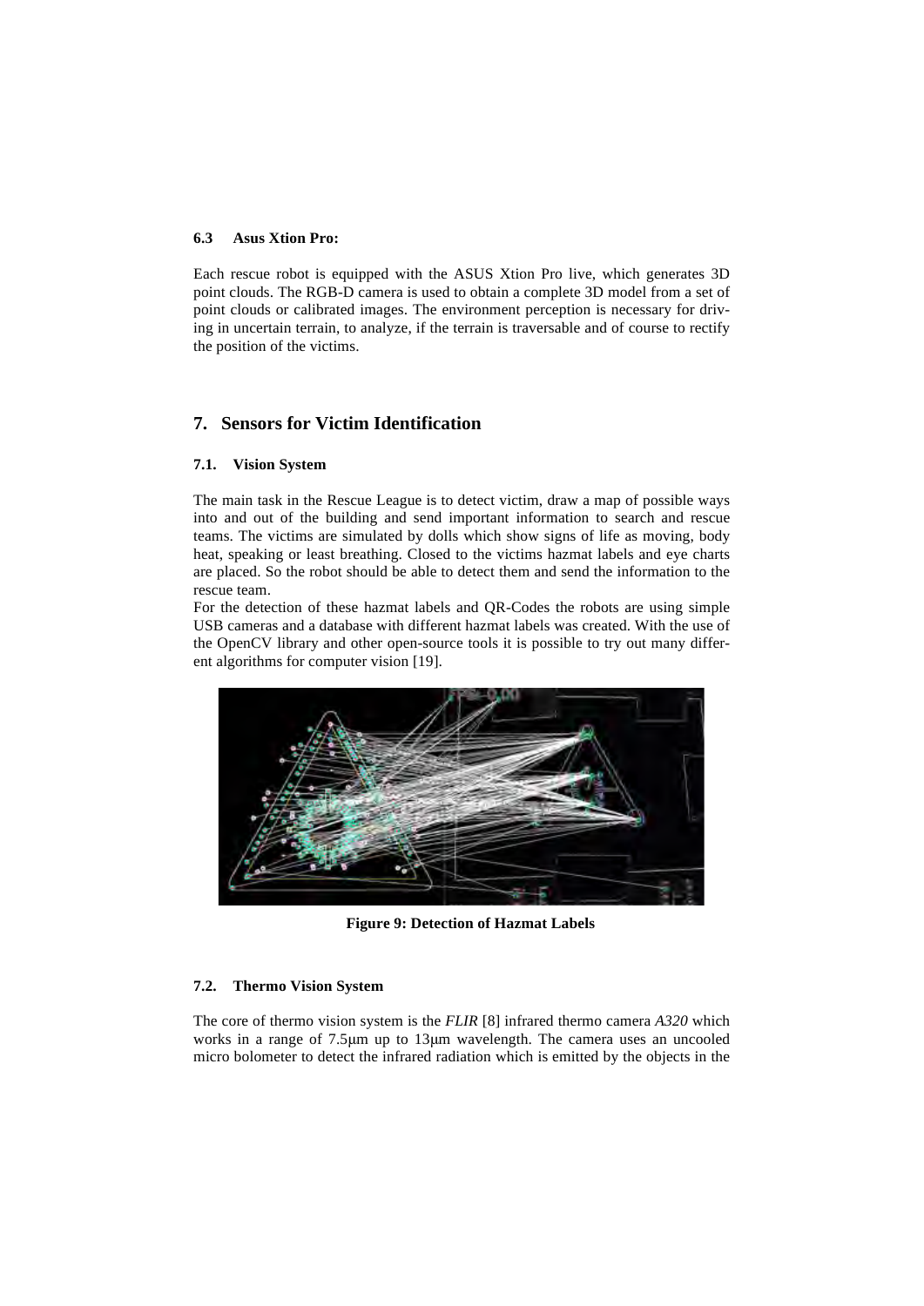### 6.3 Asus Xtion Pro:

Each rescue robot is equipped with the ASUS Xtion Pro live, which generates 3D point clouds. The RGB-D camera is used to obtain a complete 3D model from a set of point clouds or calibrated images. The environment perception is necessary for driving in uncertain terrain, to analyze, if the terrain is traversable and of course to rectify the position of the victims.

## 7. Sensors for Victim Identification

### 7.1. Vision System

The main task in the Rescue League is to detect victim, draw a map of possible ways into and out of the building and send important information to search and rescue teams. The victims are simulated by dolls which show signs of life as moving, body heat, speaking or least breathing. Closed to the victims hazmat labels and eye charts are placed. So the robot should be able to detect them and send the information to the rescue team.

For the detection of these hazmat labels and QR-Codes the robots are using simple USB cameras and a database with different hazmat labels was created. With the use of the OpenCV library and other open-source tools it is possible to try out many different algorithms for computer vision [19].

**Figure 9: Detection of Hazmat Labels**

### 7.2. Thermo Vision System

The core of thermo vision system is the *FLIR* [8] infrared thermo camera *A320* which works in a range of 7.5µm up to 13µm wavelength. The camera uses an uncooled micro bolometer to detect the infrared radiation which is emitted by the objects in the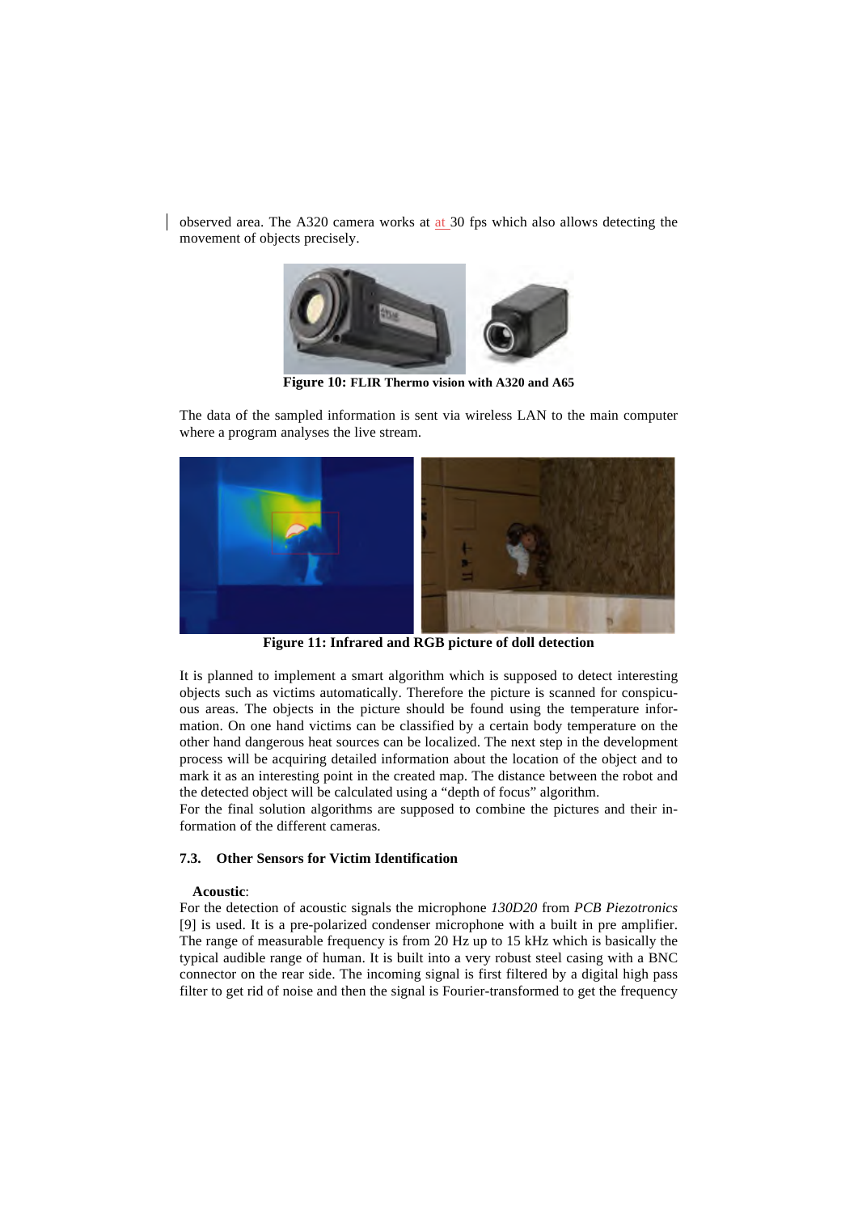observed area. The A320 camera works at at 30 fps which also allows detecting the movement of objects precisely.

**Figure 10: FLIR Thermo vision with A320 and A65**

The data of the sampled information is sent via wireless LAN to the main computer where a program analyses the live stream.

**Figure 11: Infrared and RGB picture of doll detection**

It is planned to implement a smart algorithm which is supposed to detect interesting objects such as victims automatically. Therefore the picture is scanned for conspicuous areas. The objects in the picture should be found using the temperature information. On one hand victims can be classified by a certain body temperature on the other hand dangerous heat sources can be localized. The next step in the development process will be acquiring detailed information about the location of the object and to mark it as an interesting point in the created map. The distance between the robot and the detected object will be calculated using a "depth of focus" algorithm.
For the final solution algorithms are supposed to combine the pictures and their information of the different cameras.

### 7.3. Other Sensors for Victim Identification

**Acoustic**:
For the detection of acoustic signals the microphone *130D20* from *PCB Piezotronics* [9] is used. It is a pre-polarized condenser microphone with a built in pre amplifier. The range of measurable frequency is from 20 Hz up to 15 kHz which is basically the typical audible range of human. It is built into a very robust steel casing with a BNC connector on the rear side. The incoming signal is first filtered by a digital high pass filter to get rid of noise and then the signal is Fourier-transformed to get the frequency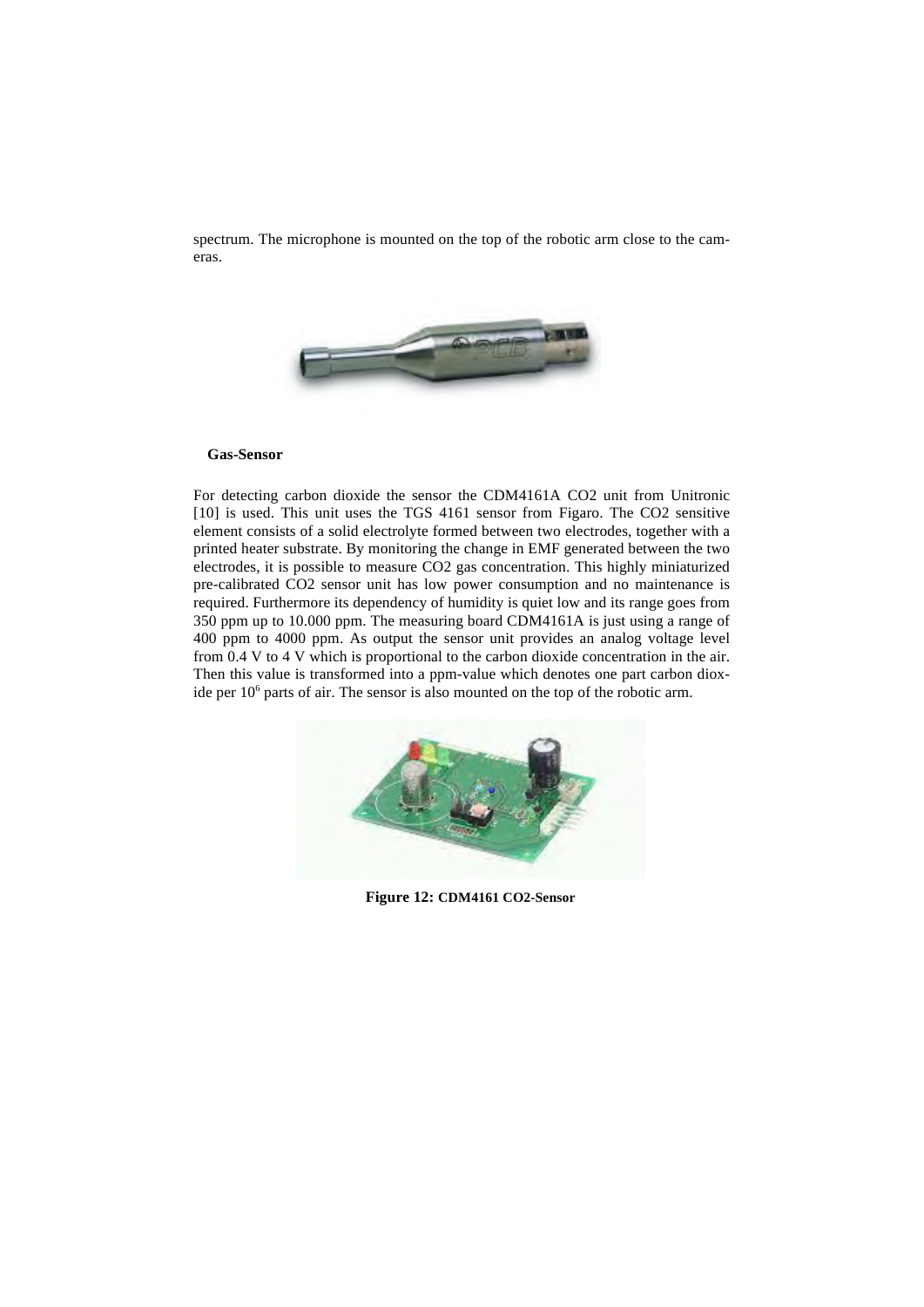spectrum. The microphone is mounted on the top of the robotic arm close to the cameras.

**Gas-Sensor**

For detecting carbon dioxide the sensor the CDM4161A CO2 unit from Unitronic [10] is used. This unit uses the TGS 4161 sensor from Figaro. The CO2 sensitive element consists of a solid electrolyte formed between two electrodes, together with a printed heater substrate. By monitoring the change in EMF generated between the two electrodes, it is possible to measure CO2 gas concentration. This highly miniaturized pre-calibrated CO2 sensor unit has low power consumption and no maintenance is required. Furthermore its dependency of humidity is quiet low and its range goes from 350 ppm up to 10.000 ppm. The measuring board CDM4161A is just using a range of 400 ppm to 4000 ppm. As output the sensor unit provides an analog voltage level from 0.4 V to 4 V which is proportional to the carbon dioxide concentration in the air. Then this value is transformed into a ppm-value which denotes one part carbon dioxide per $10^6$ parts of air. The sensor is also mounted on the top of the robotic arm.

**Figure 12:** CDM4161 CO2-Sensor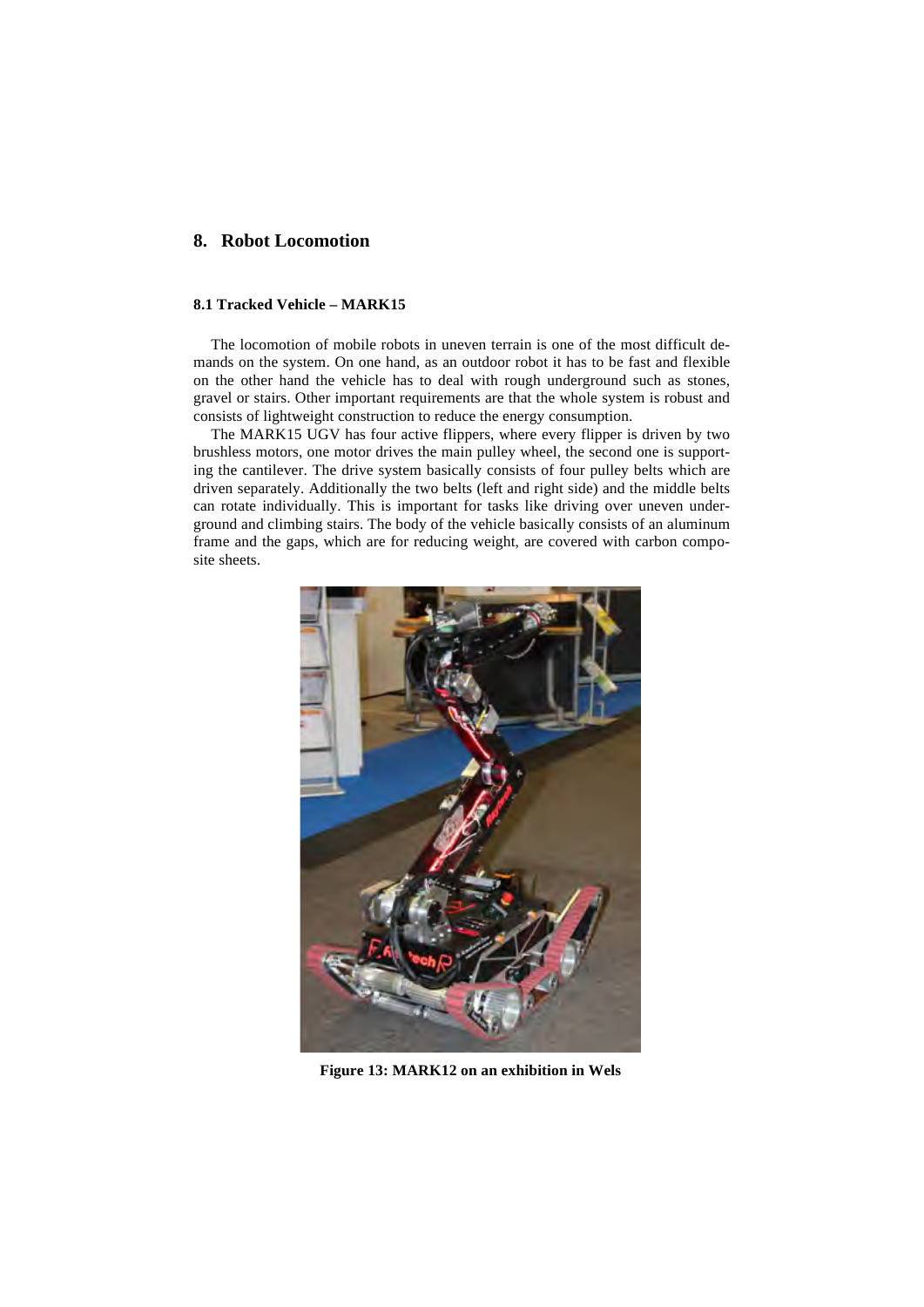## 8. Robot Locomotion

### 8.1 Tracked Vehicle – MARK15

The locomotion of mobile robots in uneven terrain is one of the most difficult demands on the system. On one hand, as an outdoor robot it has to be fast and flexible on the other hand the vehicle has to deal with rough underground such as stones, gravel or stairs. Other important requirements are that the whole system is robust and consists of lightweight construction to reduce the energy consumption.

The MARK15 UGV has four active flippers, where every flipper is driven by two brushless motors, one motor drives the main pulley wheel, the second one is supporting the cantilever. The drive system basically consists of four pulley belts which are driven separately. Additionally the two belts (left and right side) and the middle belts can rotate individually. This is important for tasks like driving over uneven underground and climbing stairs. The body of the vehicle basically consists of an aluminum frame and the gaps, which are for reducing weight, are covered with carbon composite sheets.

**Figure 13: MARK12 on an exhibition in Wels**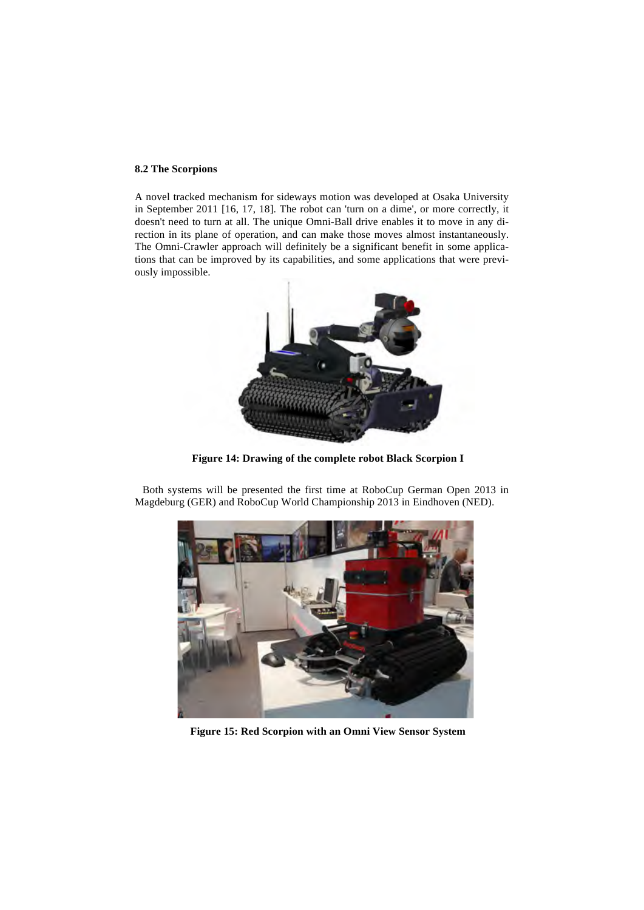### 8.2 The Scorpions

A novel tracked mechanism for sideways motion was developed at Osaka University in September 2011 [16, 17, 18]. The robot can 'turn on a dime', or more correctly, it doesn't need to turn at all. The unique Omni-Ball drive enables it to move in any direction in its plane of operation, and can make those moves almost instantaneously. The Omni-Crawler approach will definitely be a significant benefit in some applications that can be improved by its capabilities, and some applications that were previously impossible.

**Figure 14: Drawing of the complete robot Black Scorpion I**

Both systems will be presented the first time at RoboCup German Open 2013 in Magdeburg (GER) and RoboCup World Championship 2013 in Eindhoven (NED).

**Figure 15: Red Scorpion with an Omni View Sensor System**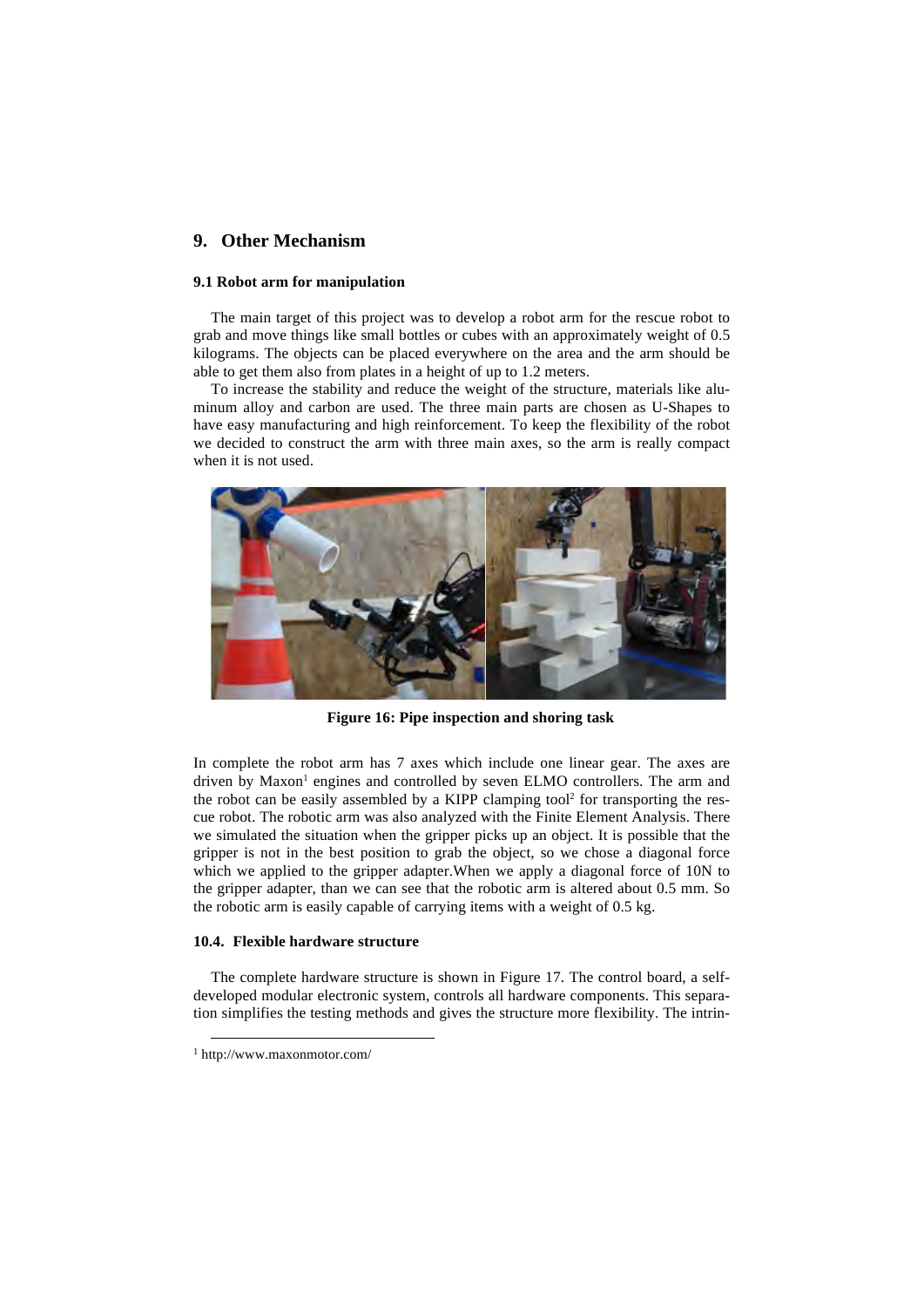## 9. Other Mechanism

### 9.1 Robot arm for manipulation

The main target of this project was to develop a robot arm for the rescue robot to grab and move things like small bottles or cubes with an approximately weight of 0.5 kilograms. The objects can be placed everywhere on the area and the arm should be able to get them also from plates in a height of up to 1.2 meters.

To increase the stability and reduce the weight of the structure, materials like aluminum alloy and carbon are used. The three main parts are chosen as U-Shapes to have easy manufacturing and high reinforcement. To keep the flexibility of the robot we decided to construct the arm with three main axes, so the arm is really compact when it is not used.

**Figure 16: Pipe inspection and shoring task**

In complete the robot arm has 7 axes which include one linear gear. The axes are driven by Maxon[1] engines and controlled by seven ELMO controllers. The arm and the robot can be easily assembled by a KIPP clamping tool[2] for transporting the rescue robot. The robotic arm was also analyzed with the Finite Element Analysis. There we simulated the situation when the gripper picks up an object. It is possible that the gripper is not in the best position to grab the object, so we chose a diagonal force which we applied to the gripper adapter.When we apply a diagonal force of 10N to the gripper adapter, than we can see that the robotic arm is altered about 0.5 mm. So the robotic arm is easily capable of carrying items with a weight of 0.5 kg.

### 10.4. Flexible hardware structure

The complete hardware structure is shown in Figure 17. The control board, a self-developed modular electronic system, controls all hardware components. This separation simplifies the testing methods and gives the structure more flexibility. The intrin-

[1] http://www.maxonmotor.com/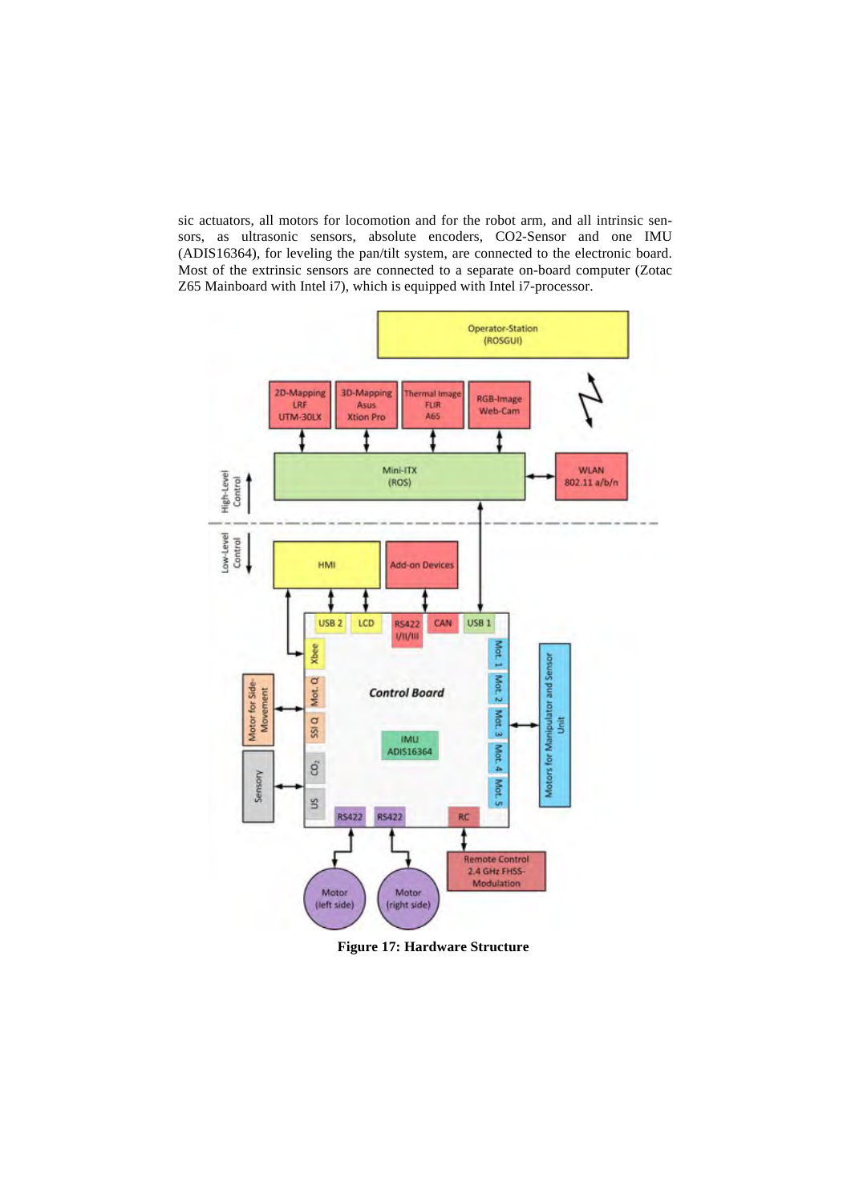sic actuators, all motors for locomotion and for the robot arm, and all intrinsic sensors, as ultrasonic sensors, absolute encoders, CO2-Sensor and one IMU (ADIS16364), for leveling the pan/tilt system, are connected to the electronic board. Most of the extrinsic sensors are connected to a separate on-board computer (Zotac Z65 Mainboard with Intel i7), which is equipped with Intel i7-processor.

**Figure 17: Hardware Structure**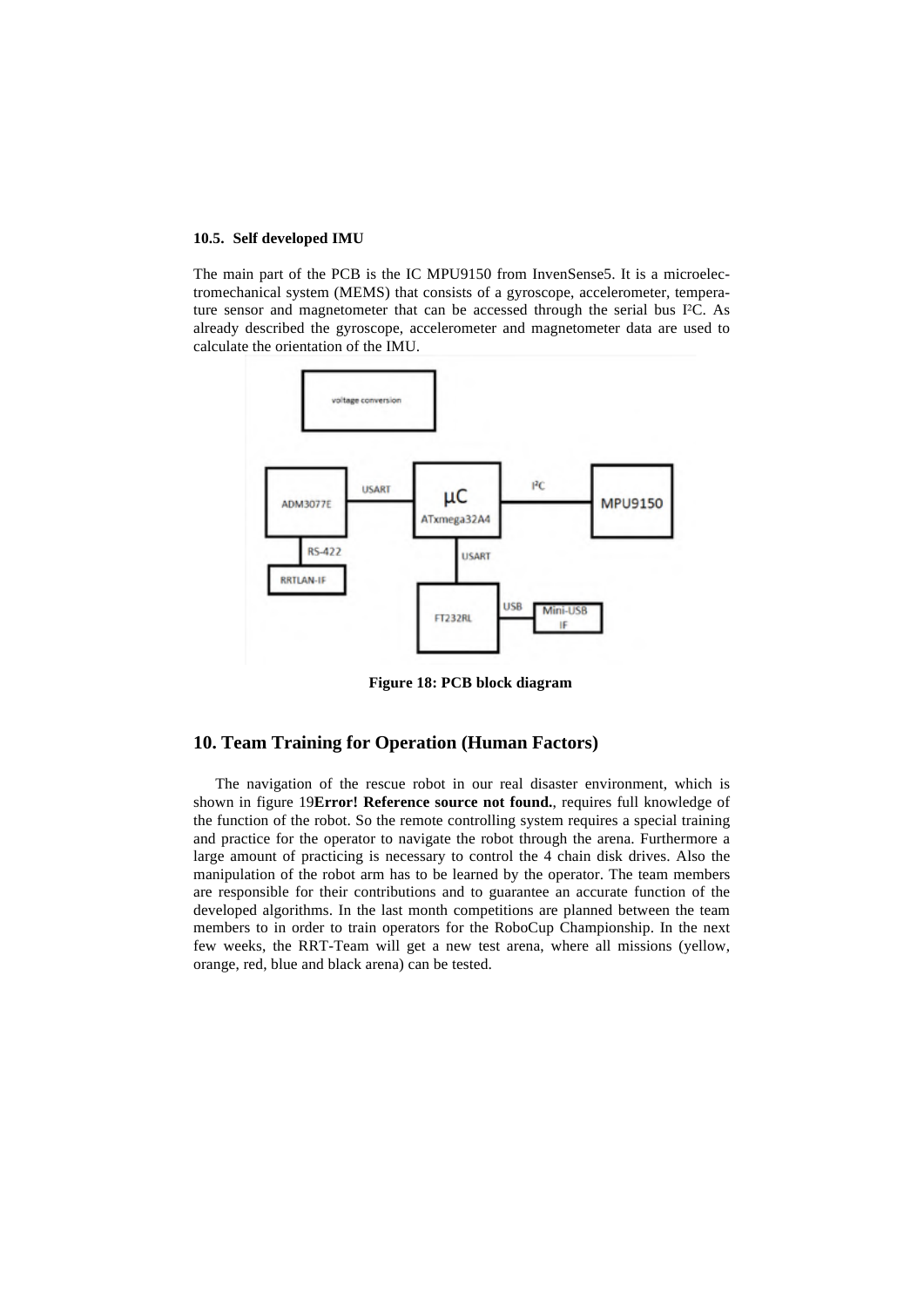### 10.5. Self developed IMU

The main part of the PCB is the IC MPU9150 from InvenSense5. It is a microelectromechanical system (MEMS) that consists of a gyroscope, accelerometer, temperature sensor and magnetometer that can be accessed through the serial bus I²C. As already described the gyroscope, accelerometer and magnetometer data are used to calculate the orientation of the IMU.

**Figure 18: PCB block diagram**

## 10. Team Training for Operation (Human Factors)

The navigation of the rescue robot in our real disaster environment, which is shown in figure 19**Error! Reference source not found.**, requires full knowledge of the function of the robot. So the remote controlling system requires a special training and practice for the operator to navigate the robot through the arena. Furthermore a large amount of practicing is necessary to control the 4 chain disk drives. Also the manipulation of the robot arm has to be learned by the operator. The team members are responsible for their contributions and to guarantee an accurate function of the developed algorithms. In the last month competitions are planned between the team members to in order to train operators for the RoboCup Championship. In the next few weeks, the RRT-Team will get a new test arena, where all missions (yellow, orange, red, blue and black arena) can be tested.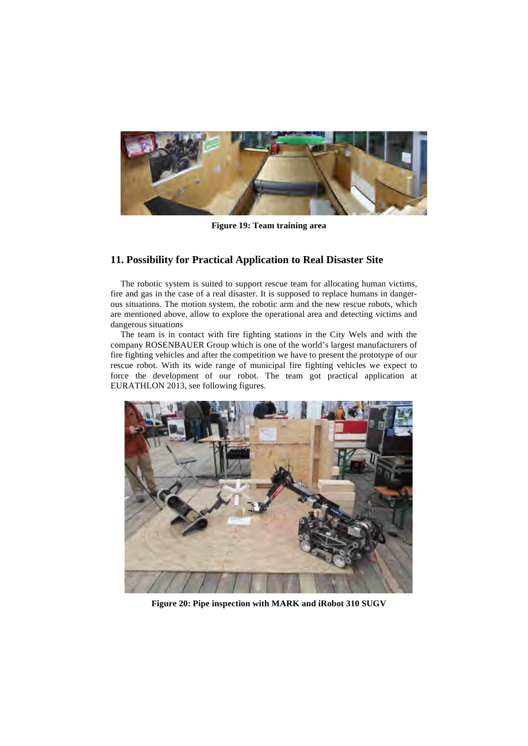Figure 19: Team training area

## 11. Possibility for Practical Application to Real Disaster Site

The robotic system is suited to support rescue team for allocating human victims, fire and gas in the case of a real disaster. It is supposed to replace humans in dangerous situations. The motion system, the robotic arm and the new rescue robots, which are mentioned above, allow to explore the operational area and detecting victims and dangerous situations

The team is in contact with fire fighting stations in the City Wels and with the company ROSENBAUER Group which is one of the world's largest manufacturers of fire fighting vehicles and after the competition we have to present the prototype of our rescue robot. With its wide range of municipal fire fighting vehicles we expect to force the development of our robot. The team got practical application at EURATHLON 2013, see following figures.

Figure 20: Pipe inspection with MARK and iRobot 310 SUGV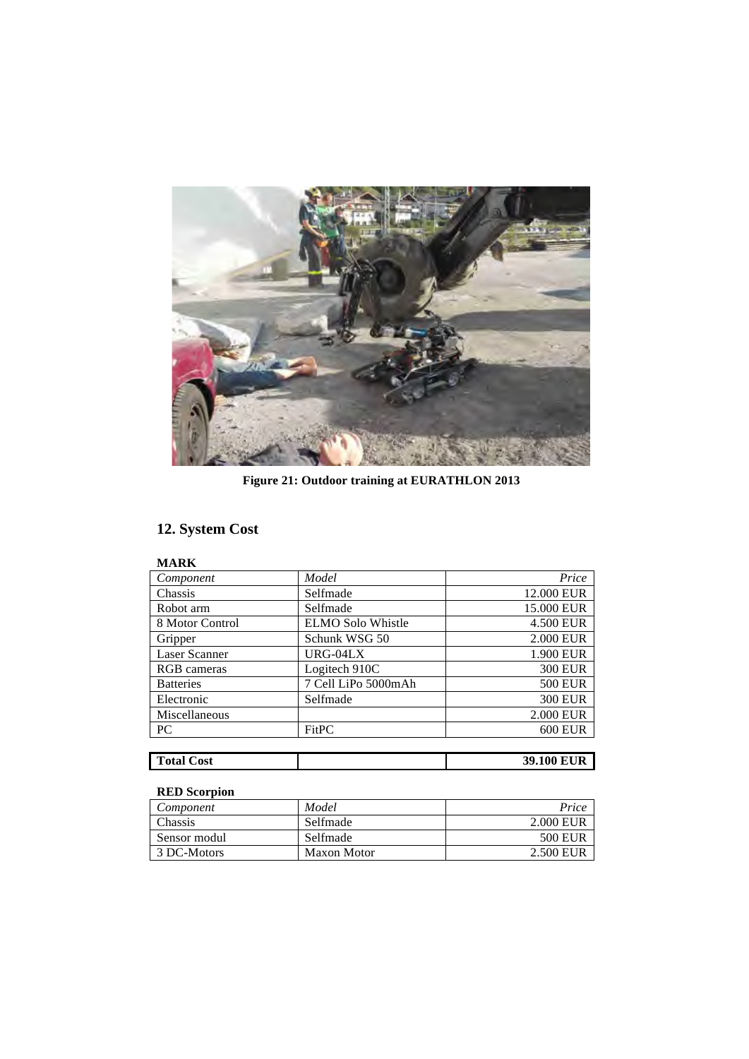Figure 21: Outdoor training at EURATHLON 2013

## 12. System Cost

**MARK**

| *Component* | *Model* | *Price* |
|---|---|---|
| Chassis | Selfmade | 12.000 EUR |
| Robot arm | Selfmade | 15.000 EUR |
| 8 Motor Control | ELMO Solo Whistle | 4.500 EUR |
| Gripper | Schunk WSG 50 | 2.000 EUR |
| Laser Scanner | URG-04LX | 1.900 EUR |
| RGB cameras | Logitech 910C | 300 EUR |
| Batteries | 7 Cell LiPo 5000mAh | 500 EUR |
| Electronic | Selfmade | 300 EUR |
| Miscellaneous | | 2.000 EUR |
| PC | FitPC | 600 EUR |
| **Total Cost** | | **39.100 EUR** |

**RED Scorpion**

| *Component* | *Model* | *Price* |
|---|---|---|
| Chassis | Selfmade | 2.000 EUR |
| Sensor modul | Selfmade | 500 EUR |
| 3 DC-Motors | Maxon Motor | 2.500 EUR |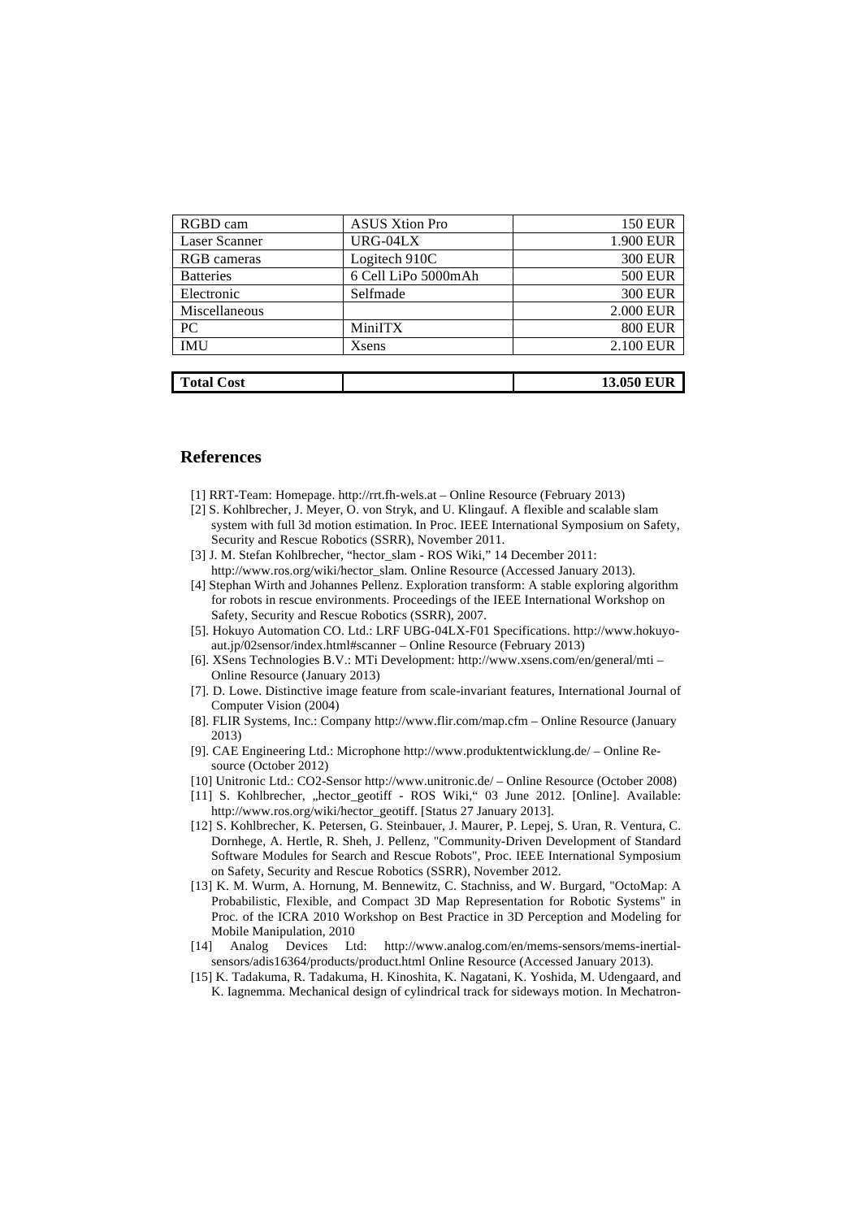| RGBD cam | ASUS Xtion Pro | 150 EUR |
|---|---|---|
| Laser Scanner | URG-04LX | 1.900 EUR |
| RGB cameras | Logitech 910C | 300 EUR |
| Batteries | 6 Cell LiPo 5000mAh | 500 EUR |
| Electronic | Selfmade | 300 EUR |
| Miscellaneous | | 2.000 EUR |
| PC | MiniITX | 800 EUR |
| IMU | Xsens | 2.100 EUR |
| | | |
| **Total Cost** | | **13.050 EUR** |

## References

[1] RRT-Team: Homepage. http://rrt.fh-wels.at – Online Resource (February 2013)

[2] S. Kohlbrecher, J. Meyer, O. von Stryk, and U. Klingauf. A flexible and scalable slam system with full 3d motion estimation. In Proc. IEEE International Symposium on Safety, Security and Rescue Robotics (SSRR), November 2011.

[3] J. M. Stefan Kohlbrecher, "hector_slam - ROS Wiki," 14 December 2011: http://www.ros.org/wiki/hector_slam. Online Resource (Accessed January 2013).

[4] Stephan Wirth and Johannes Pellenz. Exploration transform: A stable exploring algorithm for robots in rescue environments. Proceedings of the IEEE International Workshop on Safety, Security and Rescue Robotics (SSRR), 2007.

[5]. Hokuyo Automation CO. Ltd.: LRF UBG-04LX-F01 Specifications. http://www.hokuyo-aut.jp/02sensor/index.html#scanner – Online Resource (February 2013)

[6]. XSens Technologies B.V.: MTi Development: http://www.xsens.com/en/general/mti – Online Resource (January 2013)

[7]. D. Lowe. Distinctive image feature from scale-invariant features, International Journal of Computer Vision (2004)

[8]. FLIR Systems, Inc.: Company http://www.flir.com/map.cfm – Online Resource (January 2013)

[9]. CAE Engineering Ltd.: Microphone http://www.produktentwicklung.de/ – Online Resource (October 2012)

[10] Unitronic Ltd.: CO2-Sensor http://www.unitronic.de/ – Online Resource (October 2008)

[11] S. Kohlbrecher, „hector_geotiff - ROS Wiki," 03 June 2012. [Online]. Available: http://www.ros.org/wiki/hector_geotiff. [Status 27 January 2013].

[12] S. Kohlbrecher, K. Petersen, G. Steinbauer, J. Maurer, P. Lepej, S. Uran, R. Ventura, C. Dornhege, A. Hertle, R. Sheh, J. Pellenz, "Community-Driven Development of Standard Software Modules for Search and Rescue Robots", Proc. IEEE International Symposium on Safety, Security and Rescue Robotics (SSRR), November 2012.

[13] K. M. Wurm, A. Hornung, M. Bennewitz, C. Stachniss, and W. Burgard, "OctoMap: A Probabilistic, Flexible, and Compact 3D Map Representation for Robotic Systems" in Proc. of the ICRA 2010 Workshop on Best Practice in 3D Perception and Modeling for Mobile Manipulation, 2010

[14] Analog Devices Ltd: http://www.analog.com/en/mems-sensors/mems-inertial-sensors/adis16364/products/product.html Online Resource (Accessed January 2013).

[15] K. Tadakuma, R. Tadakuma, H. Kinoshita, K. Nagatani, K. Yoshida, M. Udengaard, and K. Iagnemma. Mechanical design of cylindrical track for sideways motion. In Mechatron-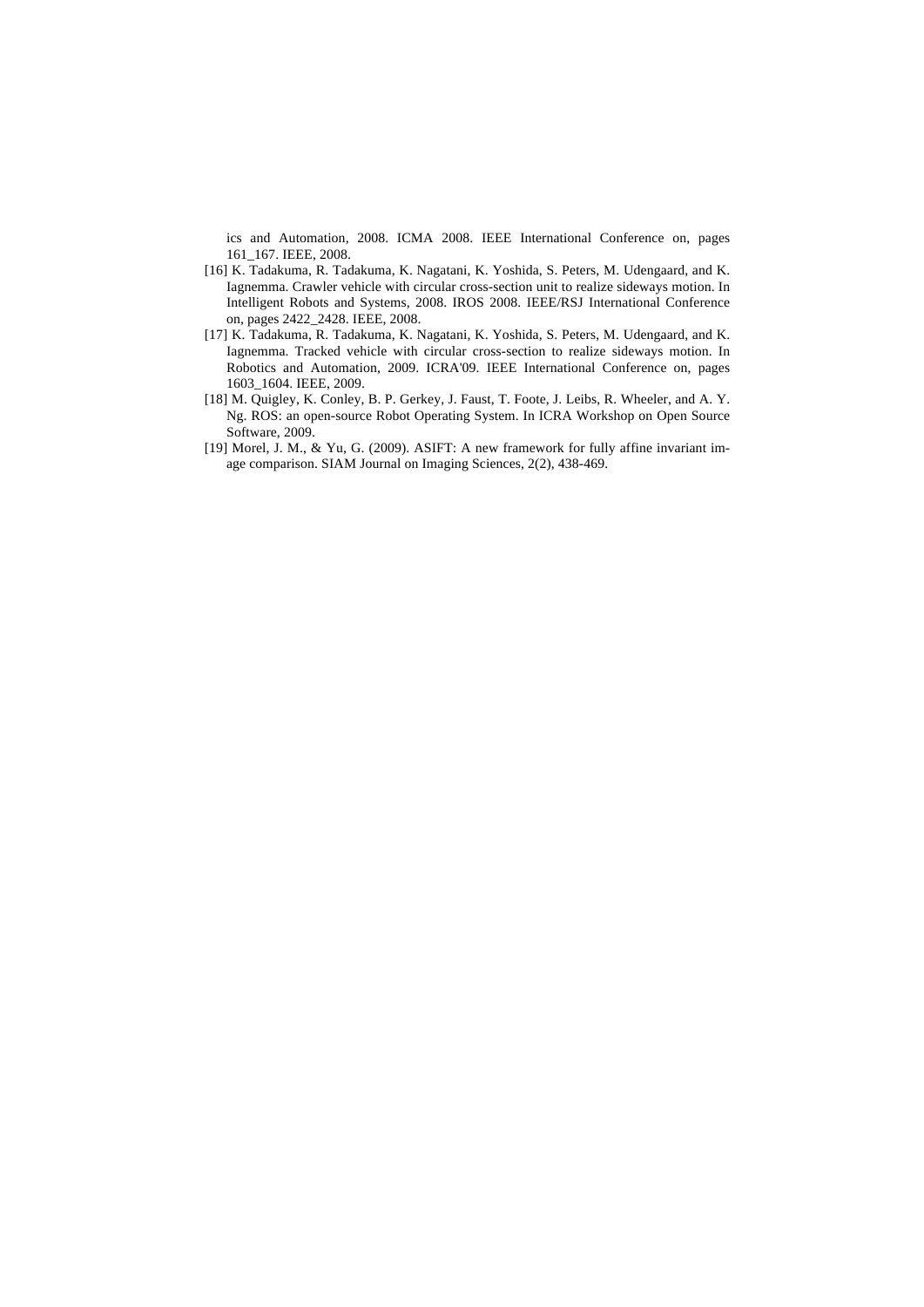ics and Automation, 2008. ICMA 2008. IEEE International Conference on, pages 161_167. IEEE, 2008.

[16] K. Tadakuma, R. Tadakuma, K. Nagatani, K. Yoshida, S. Peters, M. Udengaard, and K. Iagnemma. Crawler vehicle with circular cross-section unit to realize sideways motion. In Intelligent Robots and Systems, 2008. IROS 2008. IEEE/RSJ International Conference on, pages 2422_2428. IEEE, 2008.

[17] K. Tadakuma, R. Tadakuma, K. Nagatani, K. Yoshida, S. Peters, M. Udengaard, and K. Iagnemma. Tracked vehicle with circular cross-section to realize sideways motion. In Robotics and Automation, 2009. ICRA'09. IEEE International Conference on, pages 1603_1604. IEEE, 2009.

[18] M. Quigley, K. Conley, B. P. Gerkey, J. Faust, T. Foote, J. Leibs, R. Wheeler, and A. Y. Ng. ROS: an open-source Robot Operating System. In ICRA Workshop on Open Source Software, 2009.

[19] Morel, J. M., & Yu, G. (2009). ASIFT: A new framework for fully affine invariant image comparison. SIAM Journal on Imaging Sciences, 2(2), 438-469.